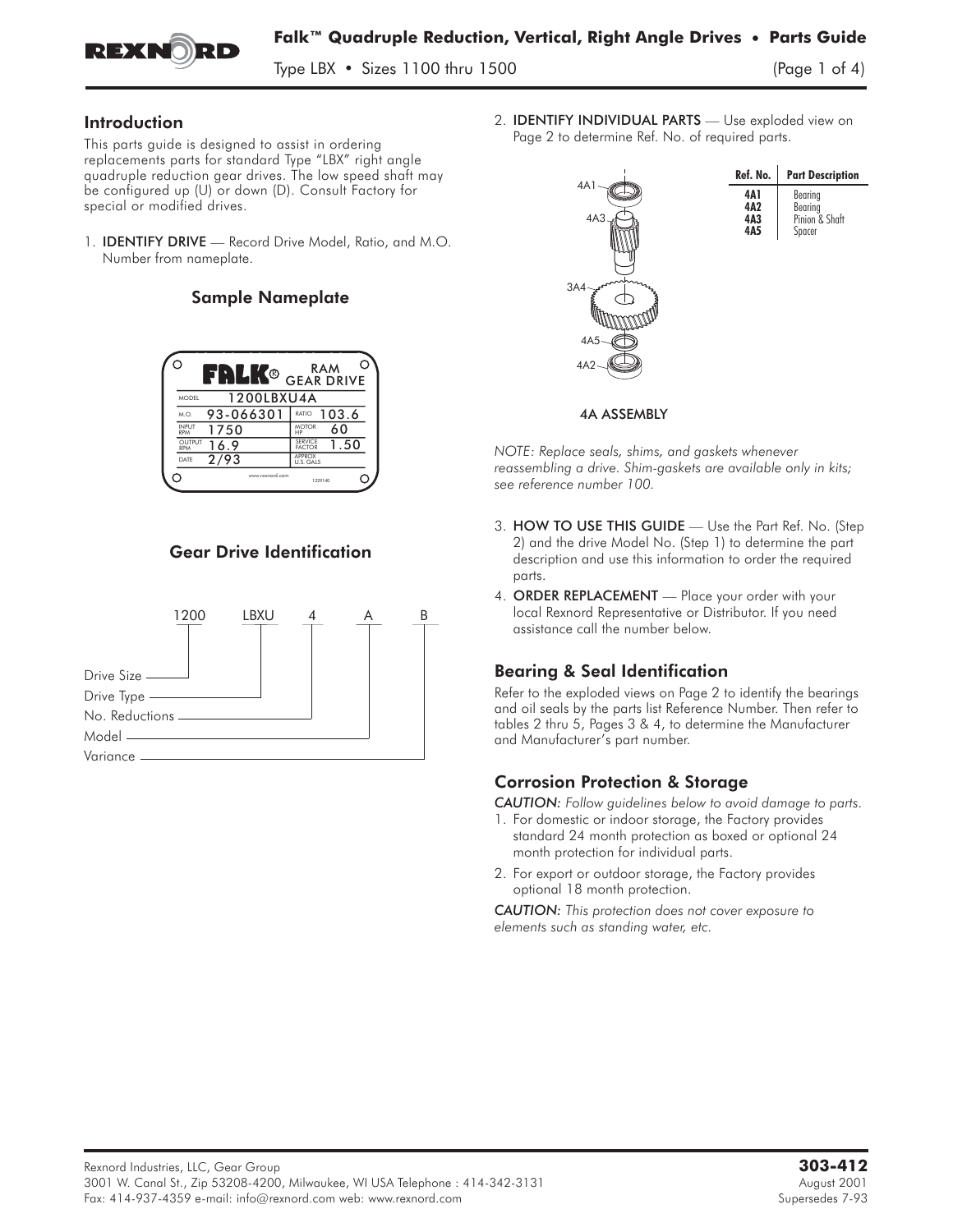# Falk™ Quadruple Reduction, Vertical, Right Angle Drives • Parts Guide

Type LBX • Sizes 1100 thru 1500

## Introduction

This parts guide is designed to assist in ordering replacements parts for standard Type "LBX" right angle quadruple reduction gear drives. The low speed shaft may be configured up (U) or down (D). Consult Factory for special or modified drives.

1. **IDENTIFY DRIVE** — Record Drive Model, Ratio, and M.O. Number from nameplate.

### Sample Nameplate

| FALK® RAM GEAR DRIVE | | | |
|---|---|---|---|
| MODEL | 1200LBXU4A | | |
| M.O. | 93-066301 | RATIO | 103.6 |
| INPUT RPM | 1750 | MOTOR HP | 60 |
| OUTPUT RPM | 16.9 | SERVICE FACTOR | 1.50 |
| DATE | 2/93 | APPROX U.S. GALS | |

www.rexnord.com 1229140

### Gear Drive Identification

1200 LBXU 4 A B

- Drive Size — 1200
- Drive Type — LBXU
- No. Reductions — 4
- Model — A
- Variance — B

2. **IDENTIFY INDIVIDUAL PARTS** — Use exploded view on Page 2 to determine Ref. No. of required parts.

| Ref. No. | Part Description |
|---|---|
| 4A1 | Bearing |
| 4A2 | Bearing |
| 4A3 | Pinion & Shaft |
| 4A5 | Spacer |

4A ASSEMBLY

*NOTE: Replace seals, shims, and gaskets whenever reassembling a drive. Shim-gaskets are available only in kits; see reference number 100.*

3. **HOW TO USE THIS GUIDE** — Use the Part Ref. No. (Step 2) and the drive Model No. (Step 1) to determine the part description and use this information to order the required parts.
4. **ORDER REPLACEMENT** — Place your order with your local Rexnord Representative or Distributor. If you need assistance call the number below.

## Bearing & Seal Identification

Refer to the exploded views on Page 2 to identify the bearings and oil seals by the parts list Reference Number. Then refer to tables 2 thru 5, Pages 3 & 4, to determine the Manufacturer and Manufacturer's part number.

## Corrosion Protection & Storage

*CAUTION: Follow guidelines below to avoid damage to parts.*

1. For domestic or indoor storage, the Factory provides standard 24 month protection as boxed or optional 24 month protection for individual parts.
2. For export or outdoor storage, the Factory provides optional 18 month protection.

*CAUTION: This protection does not cover exposure to elements such as standing water, etc.*

Rexnord Industries, LLC, Gear Group
3001 W. Canal St., Zip 53208-4200, Milwaukee, WI USA Telephone : 414-342-3131
Fax: 414-937-4359 e-mail: info@rexnord.com web: www.rexnord.com

**303-412**
August 2001
Supersedes 7-93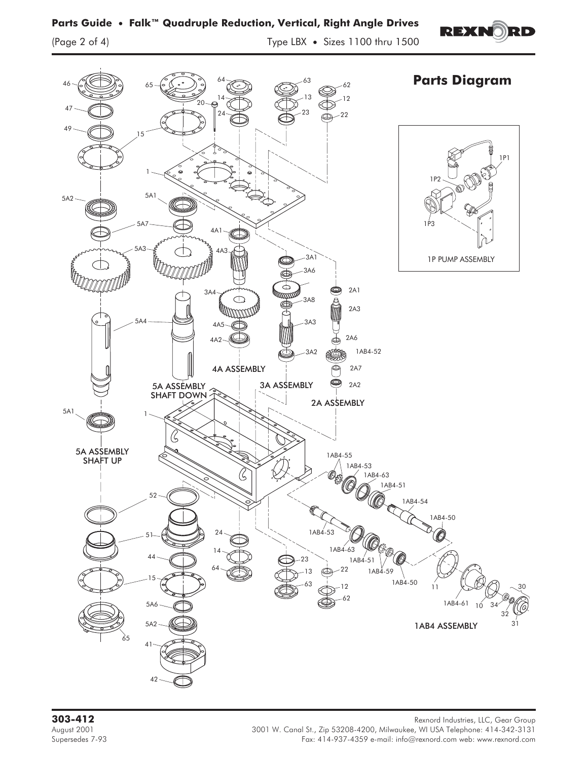## Parts Diagram

46 65 64 63 62
14 13 12
20
47 24 23 22
49
15

1

5A2 5A1

5A7

4A1

5A3 4A3 3A1

3A6

3A4 2A1
3A8
2A3

5A4 3A3
4A5

2A6
4A2

3A2 1AB4-52

4A ASSEMBLY 2A7

3A ASSEMBLY 2A2
5A ASSEMBLY
SHAFT DOWN
2A ASSEMBLY

5A1 1

5A ASSEMBLY
SHAFT UP

1AB4-55
1AB4-53
1AB4-63
1AB4-51
52 1AB4-54
1AB4-50

51 1AB4-53
24

1AB4-63
14
44 23 1AB4-51
64 22 1AB4-59
15 13
63 12 1AB4-50 11 30
62
5A6 1AB4-61 10 34
32
5A2 31
65 1AB4 ASSEMBLY

41

42

1P1
1P2
1P3

1P PUMP ASSEMBLY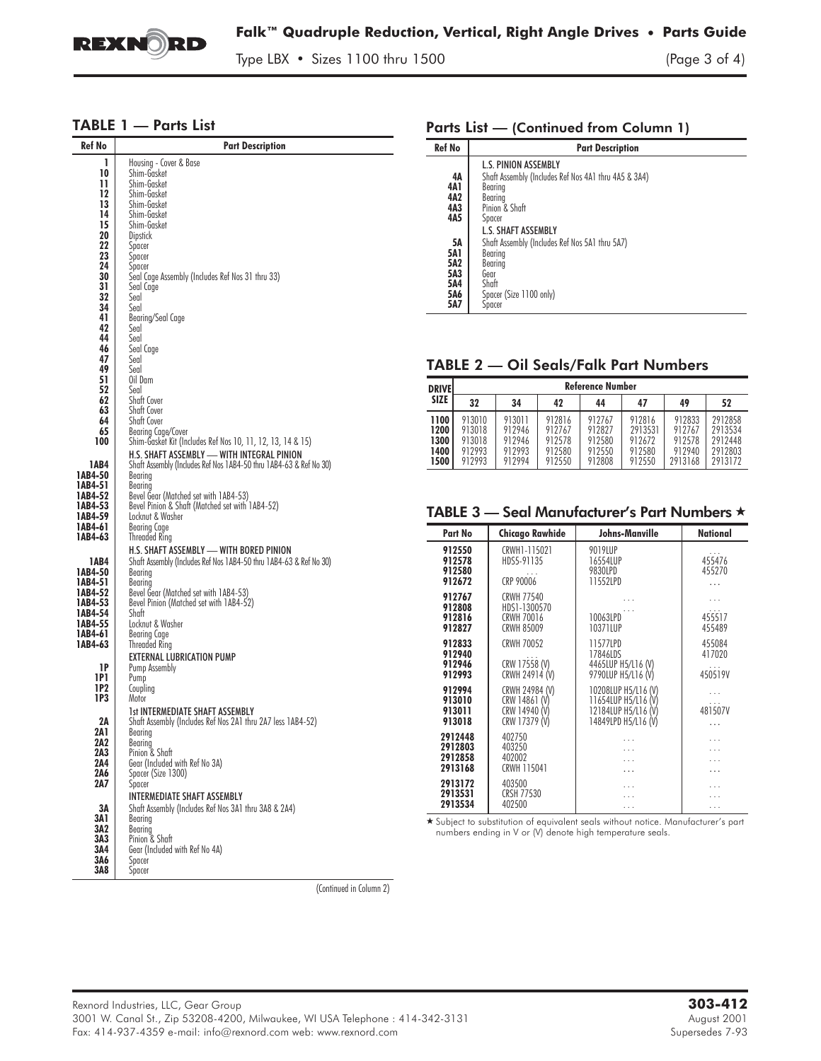## TABLE 1 — Parts List

| Ref No | Part Description |
|---|---|
| 1 | Housing - Cover & Base |
| 10 | Shim-Gasket |
| 11 | Shim-Gasket |
| 12 | Shim-Gasket |
| 13 | Shim-Gasket |
| 14 | Shim-Gasket |
| 15 | Shim-Gasket |
| 20 | Dipstick |
| 22 | Spacer |
| 23 | Spacer |
| 24 | Spacer |
| 30 | Seal Cage Assembly (Includes Ref Nos 31 thru 33) |
| 31 | Seal Cage |
| 32 | Seal |
| 34 | Seal |
| 41 | Bearing/Seal Cage |
| 42 | Seal |
| 44 | Seal |
| 46 | Seal Cage |
| 47 | Seal |
| 49 | Seal |
| 51 | Oil Dam |
| 52 | Seal |
| 62 | Shaft Cover |
| 63 | Shaft Cover |
| 64 | Shaft Cover |
| 65 | Bearing Cage/Cover |
| 100 | Shim-Gasket Kit (Includes Ref Nos 10, 11, 12, 13, 14 & 15) |
| | **H.S. SHAFT ASSEMBLY — WITH INTEGRAL PINION** |
| 1AB4 | Shaft Assembly (Includes Ref Nos 1AB4-50 thru 1AB4-63 & Ref No 30) |
| 1AB4-50 | Bearing |
| 1AB4-51 | Bearing |
| 1AB4-52 | Bevel Gear (Matched set with 1AB4-53) |
| 1AB4-53 | Bevel Pinion & Shaft (Matched set with 1AB4-52) |
| 1AB4-59 | Locknut & Washer |
| 1AB4-61 | Bearing Cage |
| 1AB4-63 | Threaded Ring |
| | **H.S. SHAFT ASSEMBLY — WITH BORED PINION** |
| 1AB4 | Shaft Assembly (Includes Ref Nos 1AB4-50 thru 1AB4-63 & Ref No 30) |
| 1AB4-50 | Bearing |
| 1AB4-51 | Bearing |
| 1AB4-52 | Bevel Gear (Matched set with 1AB4-53) |
| 1AB4-53 | Bevel Pinion (Matched set with 1AB4-52) |
| 1AB4-54 | Shaft |
| 1AB4-55 | Locknut & Washer |
| 1AB4-61 | Bearing Cage |
| 1AB4-63 | Threaded Ring |
| | **EXTERNAL LUBRICATION PUMP** |
| 1P | Pump Assembly |
| 1P1 | Pump |
| 1P2 | Coupling |
| 1P3 | Motor |
| | **1st INTERMEDIATE SHAFT ASSEMBLY** |
| 2A | Shaft Assembly (Includes Ref Nos 2A1 thru 2A7 less 1AB4-52) |
| 2A1 | Bearing |
| 2A2 | Bearing |
| 2A3 | Pinion & Shaft |
| 2A4 | Gear (Included with Ref No 3A) |
| 2A6 | Spacer (Size 1300) |
| 2A7 | Spacer |
| | **INTERMEDIATE SHAFT ASSEMBLY** |
| 3A | Shaft Assembly (Includes Ref Nos 3A1 thru 3A8 & 2A4) |
| 3A1 | Bearing |
| 3A2 | Bearing |
| 3A3 | Pinion & Shaft |
| 3A4 | Gear (Included with Ref No 4A) |
| 3A6 | Spacer |
| 3A8 | Spacer |
| | **L.S. PINION ASSEMBLY** |
| 4A | Shaft Assembly (Includes Ref Nos 4A1 thru 4A5 & 3A4) |
| 4A1 | Bearing |
| 4A2 | Bearing |
| 4A3 | Pinion & Shaft |
| 4A5 | Spacer |
| | **L.S. SHAFT ASSEMBLY** |
| 5A | Shaft Assembly (Includes Ref Nos 5A1 thru 5A7) |
| 5A1 | Bearing |
| 5A2 | Bearing |
| 5A3 | Gear |
| 5A4 | Shaft |
| 5A6 | Spacer (Size 1100 only) |
| 5A7 | Spacer |

## TABLE 2 — Oil Seals/Falk Part Numbers

| DRIVE SIZE | Reference Number | | | | | | |
|---|---|---|---|---|---|---|---|
| | 32 | 34 | 42 | 44 | 47 | 49 | 52 |
| 1100 | 913010 | 913011 | 912816 | 912767 | 912816 | 912833 | 2912858 |
| 1200 | 913018 | 912946 | 912767 | 912827 | 2913531 | 912767 | 2913534 |
| 1300 | 913018 | 912946 | 912578 | 912580 | 912672 | 912578 | 2912448 |
| 1400 | 912993 | 912993 | 912580 | 912550 | 912580 | 912940 | 2912803 |
| 1500 | 912993 | 912994 | 912550 | 912808 | 912550 | 2913168 | 2913172 |

## TABLE 3 — Seal Manufacturer's Part Numbers ★

| Part No | Chicago Rawhide | Johns-Manville | National |
|---|---|---|---|
| 912550 | CRWH1-115021 | 9019LUP | . . . |
| 912578 | HDS5-91135 | 16554LUP | 455476 |
| 912580 | . . . | 9830LPD | 455270 |
| 912672 | CRP 90006 | 11552LPD | . . . |
| 912767 | CRWH 77540 | . . . | . . . |
| 912808 | HDS1-1300570 | . . . | . . . |
| 912816 | CRWH 70016 | 10063LPD | 455517 |
| 912827 | CRWH 85009 | 10371LUP | 455489 |
| 912833 | CRWH 70052 | 11577LPD | 455084 |
| 912940 | . . . | 17846LDS | 417020 |
| 912946 | CRW 17558 (V) | 4465LUP H5/L16 (V) | . . . |
| 912993 | CRWH 24914 (V) | 9790LUP H5/L16 (V) | 450519V |
| 912994 | CRWH 24984 (V) | 10208LUP H5/L16 (V) | . . . |
| 913010 | CRW 14861 (V) | 11654LUP H5/L16 (V) | . . . |
| 913011 | CRW 14940 (V) | 12184LUP H5/L16 (V) | 481507V |
| 913018 | CRW 17379 (V) | 14849LPD H5/L16 (V) | . . . |
| 2912448 | 402750 | . . . | . . . |
| 2912803 | 403250 | . . . | . . . |
| 2912858 | 402002 | . . . | . . . |
| 2913168 | CRWH 115041 | . . . | . . . |
| 2913172 | 403500 | . . . | . . . |
| 2913531 | CRSH 77530 | . . . | . . . |
| 2913534 | 402500 | . . . | . . . |

★ Subject to substitution of equivalent seals without notice. Manufacturer's part numbers ending in V or (V) denote high temperature seals.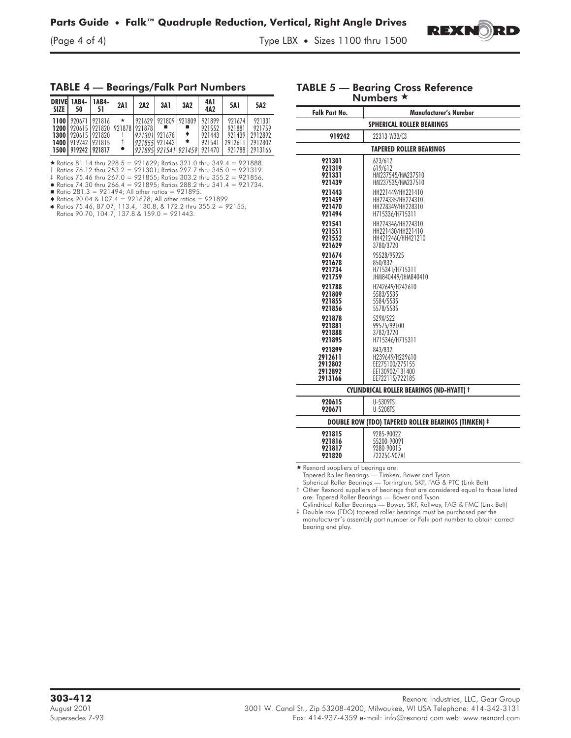## TABLE 4 — Bearings/Falk Part Numbers

| DRIVE SIZE | 1AB4-50 | 1AB4-51 | 2A1 | 2A2 | 3A1 | 3A2 | 4A1 4A2 | 5A1 | 5A2 |
|---|---|---|---|---|---|---|---|---|---|
| **1100** | 920671 | 921816 | ★ | 921629 | 921809 | 921809 | 921899 | 921674 | 921331 |
| **1200** | 920615 | 921820 | 921878 | 921878 | ■ | ■ | 921552 | 921881 | 921759 |
| **1300** | 920615 | 921820 | † | *921301* | 921678 | ♦ | 921443 | 921439 | 2912892 |
| **1400** | 919242 | 921815 | ‡ | *921855* | 921443 | ✱ | 921541 | 2912611 | 2912802 |
| **1500** | 919242 | 921817 | ● | *921895* | *921541* | *921459* | 921470 | 921788 | 2913166 |

★ Ratios 81.14 thru 298.5 = 921629; Ratios 321.0 thru 349.4 = 921888.
† Ratios 76.12 thru 253.2 = 921301; Ratios 297.7 thru 345.0 = 921319.
‡ Ratios 75.46 thru 267.0 = 921855; Ratios 303.2 thru 355.2 = 921856.
● Ratios 74.30 thru 266.4 = 921895; Ratios 288.2 thru 341.4 = 921734.
■ Ratio 281.3 = 921494; All other ratios = 921895.
♦ Ratios 90.04 & 107.4 = 921678; All other ratios = 921899.
✱ Ratios 75.46, 87.07, 113.4, 130.8, & 172.2 thru 355.2 = 92155; Ratios 90.70, 104.7, 137.8 & 159.0 = 921443.

## TABLE 5 — Bearing Cross Reference Numbers ★

| Falk Part No. | Manufacturer's Number |
|---|---|
| **SPHERICAL ROLLER BEARINGS** | |
| **919242** | 22313-W33/C3 |
| **TAPERED ROLLER BEARINGS** | |
| **921301** | 623/612 |
| **921319** | 619/612 |
| **921331** | HM237545/HM237510 |
| **921439** | HM237535/HM237510 |
| **921443** | HH221449/HH221410 |
| **921459** | HH224335/HH224310 |
| **921470** | HH228349/HH228310 |
| **921494** | H715336/H715311 |
| **921541** | HH224346/HH224310 |
| **921551** | HH221430/HH221410 |
| **921552** | HH421246C/HH421210 |
| **921629** | 3780/3720 |
| **921674** | 95528/95925 |
| **921678** | 850/832 |
| **921734** | H715341/H715311 |
| **921759** | JHM840449/JHM840410 |
| **921788** | H242649/H242610 |
| **921809** | 5583/5535 |
| **921855** | 5584/5535 |
| **921856** | 5578/5535 |
| **921878** | 529X/522 |
| **921881** | 99575/99100 |
| **921888** | 3782/3720 |
| **921895** | H715346/H715311 |
| **921899** | 843/832 |
| **2912611** | H239649/H239610 |
| **2912802** | EE275100/275155 |
| **2912892** | EE130902/131400 |
| **2913166** | EE722115/722185 |
| **CYLINDRICAL ROLLER BEARINGS (ND-HYATT) †** | |
| **920615** | U-5309TS |
| **920671** | U-5208TS |
| **DOUBLE ROW (TDO) TAPERED ROLLER BEARINGS (TIMKEN) ‡** | |
| **921815** | 9285-90022 |
| **921816** | 55200-90091 |
| **921817** | 9380-90015 |
| **921820** | 72225C-907A1 |

★ Rexnord suppliers of bearings are:
Tapered Roller Bearings — Timken, Bower and Tyson
Spherical Roller Bearings — Torrington, SKF, FAG & PTC (Link Belt)
† Other Rexnord suppliers of bearings that are considered equal to those listed are: Tapered Roller Bearings — Bower and Tyson
Cylindrical Roller Bearings — Bower, SKF, Rollway, FAG & FMC (Link Belt)
‡ Double row (TDO) tapered roller bearings must be purchased per the manufacturer's assembly part number or Falk part number to obtain correct bearing end play.

**303-412**
August 2001
Supersedes 7-93

Rexnord Industries, LLC, Gear Group
3001 W. Canal St., Zip 53208-4200, Milwaukee, WI USA Telephone: 414-342-3131
Fax: 414-937-4359 e-mail: info@rexnord.com web: www.rexnord.com